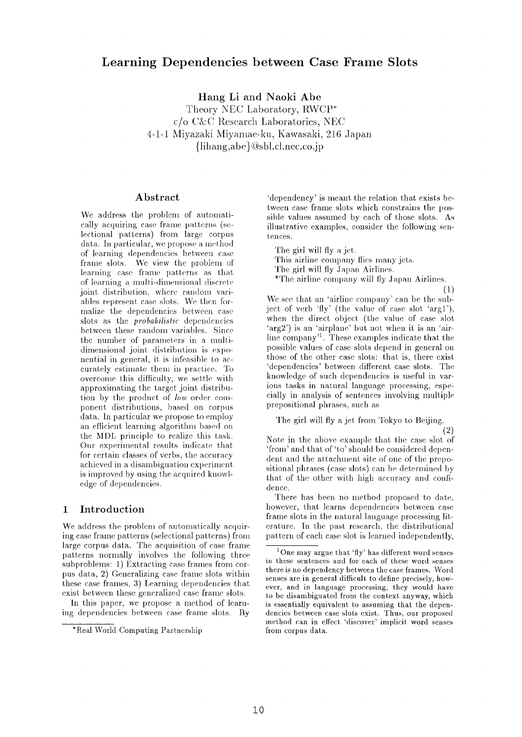# Learning Dependencies between Case Frame Slots

**Hang Li and Naoki Abe**

Theory NEC Laboratory, RWCP*
c/o C&C Research Laboratories, NEC
4-1-1 Miyazaki Miyamae-ku, Kawasaki, 216 Japan
{lihang,abe}@sbl.cl.nec.co.jp

## Abstract

We address the problem of automatically acquiring case frame patterns (selectional patterns) from large corpus data. In particular, we propose a method of learning dependencies between case frame slots. We view the problem of learning case frame patterns as that of learning a multi-dimensional discrete joint distribution, where random variables represent case slots. We then formalize the dependencies between case slots as the *probabilistic* dependencies between these random variables. Since the number of parameters in a multi-dimensional joint distribution is exponential in general, it is infeasible to accurately estimate them in practice. To overcome this difficulty, we settle with approximating the target joint distribution by the product of *low* order component distributions, based on corpus data. In particular we propose to employ an efficient learning algorithm based on the MDL principle to realize this task. Our experimental results indicate that for certain classes of verbs, the accuracy achieved in a disambiguation experiment is improved by using the acquired knowledge of dependencies.

## 1 Introduction

We address the problem of automatically acquiring case frame patterns (selectional patterns) from large corpus data. The acquisition of case frame patterns normally involves the following three subproblems: 1) Extracting case frames from corpus data, 2) Generalizing case frame slots within these case frames, 3) Learning dependencies that exist between these generalized case frame slots.

In this paper, we propose a method of learning dependencies between case frame slots. By 'dependency' is meant the relation that exists between case frame slots which constrains the possible values assumed by each of those slots. As illustrative examples, consider the following sentences.

The girl will fly a jet.
This airline company flies many jets.
The girl will fly Japan Airlines.
*The airline company will fly Japan Airlines.
(1)

We see that an 'airline company' can be the subject of verb 'fly' (the value of case slot 'arg1'), when the direct object (the value of case slot 'arg2') is an 'airplane' but not when it is an 'airline company'[1]. These examples indicate that the possible values of case slots depend in general on those of the other case slots: that is, there exist 'dependencies' between different case slots. The knowledge of such dependencies is useful in various tasks in natural language processing, especially in analysis of sentences involving multiple prepositional phrases, such as

The girl will fly a jet from Tokyo to Beijing.
(2)

Note in the above example that the case slot of 'from' and that of 'to' should be considered dependent and the attachment site of one of the prepositional phrases (case slots) can be determined by that of the other with high accuracy and confidence.

There has been no method proposed to date, however, that learns dependencies between case frame slots in the natural language processing literature. In the past research, the distributional pattern of each case slot is learned independently,

*Real World Computing Partnership

[1] One may argue that 'fly' has different word senses in these sentences and for each of these word senses there is no dependency between the case frames. Word senses are in general difficult to define precisely, however, and in language processing, they would have to be disambiguated from the context anyway, which is essentially equivalent to assuming that the dependencies between case slots exist. Thus, our proposed method can in effect 'discover' implicit word senses from corpus data.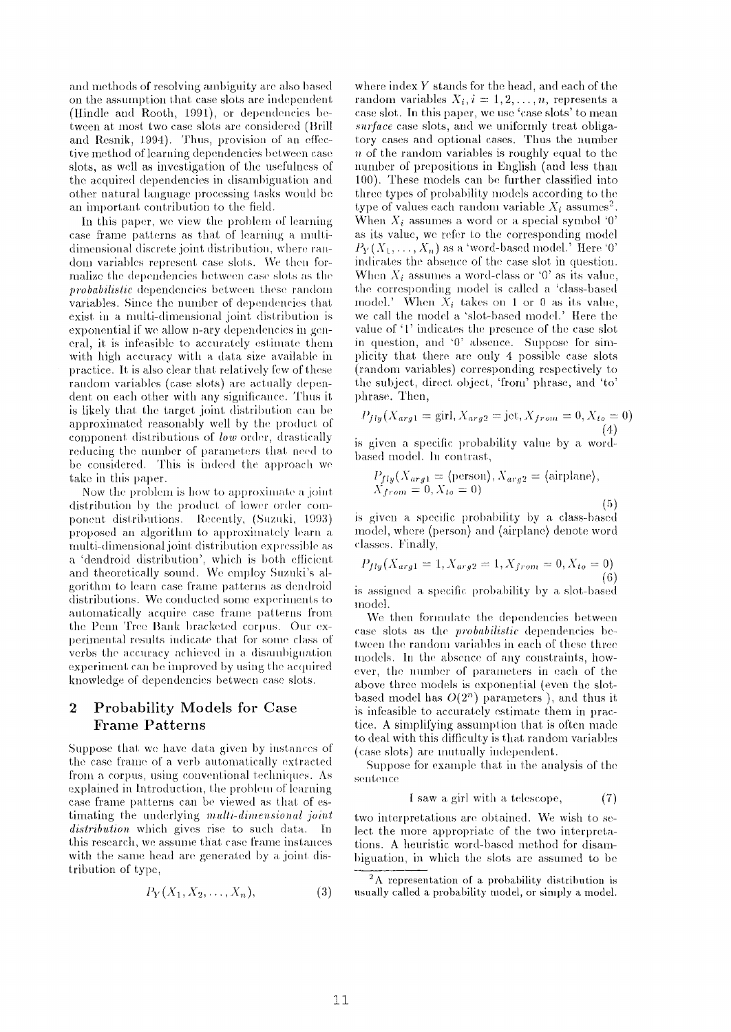and methods of resolving ambiguity are also based on the assumption that case slots are independent (Hindle and Rooth, 1991), or dependencies between at most two case slots are considered (Brill and Resnik, 1994). Thus, provision of an effective method of learning dependencies between case slots, as well as investigation of the usefulness of the acquired dependencies in disambiguation and other natural language processing tasks would be an important contribution to the field.

In this paper, we view the problem of learning case frame patterns as that of learning a multi-dimensional discrete joint distribution, where random variables represent case slots. We then formalize the dependencies between case slots as the *probabilistic* dependencies between these random variables. Since the number of dependencies that exist in a multi-dimensional joint distribution is exponential if we allow n-ary dependencies in general, it is infeasible to accurately estimate them with high accuracy with a data size available in practice. It is also clear that relatively few of these random variables (case slots) are actually dependent on each other with any significance. Thus it is likely that the target joint distribution can be approximated reasonably well by the product of component distributions of *low* order, drastically reducing the number of parameters that need to be considered. This is indeed the approach we take in this paper.

Now the problem is how to approximate a joint distribution by the product of lower order component distributions. Recently, (Suzuki, 1993) proposed an algorithm to approximately learn a multi-dimensional joint distribution expressible as a 'dendroid distribution', which is both efficient and theoretically sound. We employ Suzuki's algorithm to learn case frame patterns as dendroid distributions. We conducted some experiments to automatically acquire case frame patterns from the Penn Tree Bank bracketed corpus. Our experimental results indicate that for some class of verbs the accuracy achieved in a disambiguation experiment can be improved by using the acquired knowledge of dependencies between case slots.

## 2 Probability Models for Case Frame Patterns

Suppose that we have data given by instances of the case frame of a verb automatically extracted from a corpus, using conventional techniques. As explained in Introduction, the problem of learning case frame patterns can be viewed as that of estimating the underlying *multi-dimensional joint distribution* which gives rise to such data. In this research, we assume that case frame instances with the same head are generated by a joint distribution of type,

$$P_Y(X_1, X_2, \ldots, X_n), \tag{3}$$

where index $Y$ stands for the head, and each of the random variables $X_i, i = 1, 2, \ldots, n$, represents a case slot. In this paper, we use 'case slots' to mean *surface* case slots, and we uniformly treat obligatory cases and optional cases. Thus the number $n$ of the random variables is roughly equal to the number of prepositions in English (and less than 100). These models can be further classified into three types of probability models according to the type of values each random variable $X_i$ assumes[2]. When $X_i$ assumes a word or a special symbol '0' as its value, we refer to the corresponding model $P_Y(X_1, \ldots, X_n)$ as a 'word-based model.' Here '0' indicates the absence of the case slot in question. When $X_i$ assumes a word-class or '0' as its value, the corresponding model is called a 'class-based model.' When $X_i$ takes on 1 or 0 as its value, we call the model a 'slot-based model.' Here the value of '1' indicates the presence of the case slot in question, and '0' absence. Suppose for simplicity that there are only 4 possible case slots (random variables) corresponding respectively to the subject, direct object, 'from' phrase, and 'to' phrase. Then,

$$P_{fly}(X_{arg1} = \text{girl}, X_{arg2} = \text{jet}, X_{from} = 0, X_{to} = 0) \tag{4}$$

is given a specific probability value by a word-based model. In contrast,

$$P_{fly}(X_{arg1} = \langle\text{person}\rangle, X_{arg2} = \langle\text{airplane}\rangle, X_{from} = 0, X_{to} = 0) \tag{5}$$

is given a specific probability by a class-based model, where $\langle$person$\rangle$ and $\langle$airplane$\rangle$ denote word classes. Finally,

$$P_{fly}(X_{arg1} = 1, X_{arg2} = 1, X_{from} = 0, X_{to} = 0) \tag{6}$$

is assigned a specific probability by a slot-based model.

We then formulate the dependencies between case slots as the *probabilistic* dependencies between the random variables in each of these three models. In the absence of any constraints, however, the number of parameters in each of the above three models is exponential (even the slot-based model has $O(2^n)$ parameters ), and thus it is infeasible to accurately estimate them in practice. A simplifying assumption that is often made to deal with this difficulty is that random variables (case slots) are mutually independent.

Suppose for example that in the analysis of the sentence

$$\text{I saw a girl with a telescope}, \tag{7}$$

two interpretations are obtained. We wish to select the more appropriate of the two interpretations. A heuristic word-based method for disambiguation, in which the slots are assumed to be

[2] A representation of a probability distribution is usually called a probability model, or simply a model.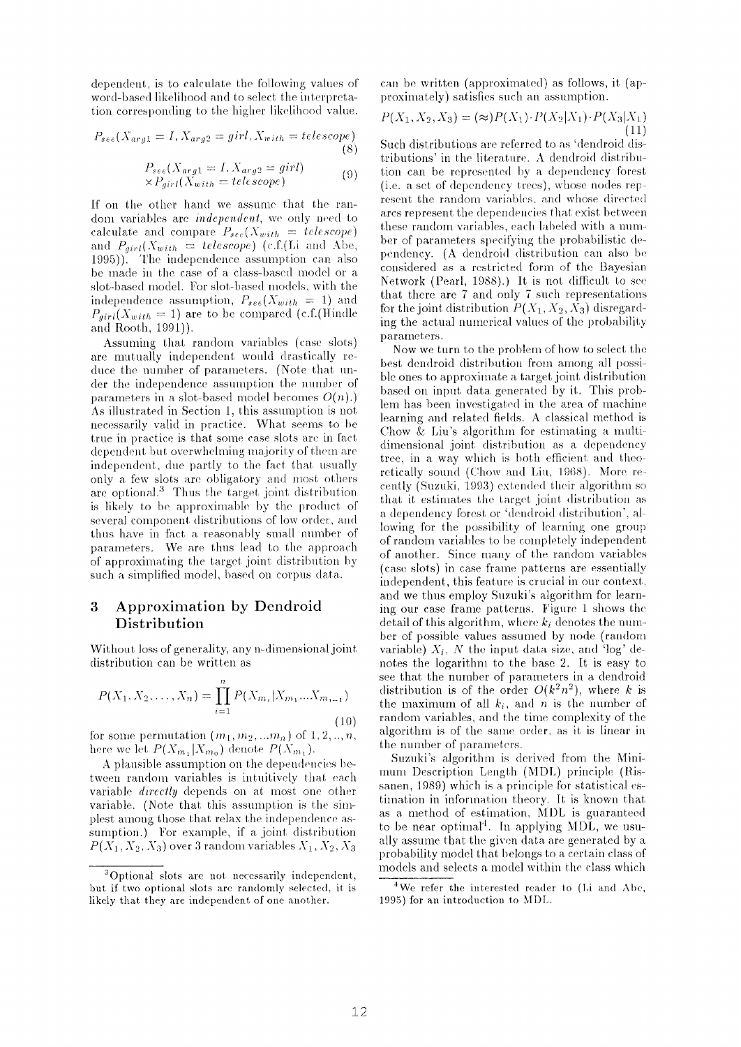dependent, is to calculate the following values of word-based likelihood and to select the interpretation corresponding to the higher likelihood value.

$$P_{see}(X_{arg1} = I, X_{arg2} = girl, X_{with} = telescope) \quad (8)$$

$$P_{see}(X_{arg1} = I, X_{arg2} = girl) \times P_{girl}(X_{with} = telescope) \quad (9)$$

If on the other hand we assume that the random variables are *independent*, we only need to calculate and compare $P_{see}(X_{with} = telescope)$ and $P_{girl}(X_{with} = telescope)$ (c.f.(Li and Abe, 1995)). The independence assumption can also be made in the case of a class-based model or a slot-based model. For slot-based models, with the independence assumption, $P_{see}(X_{with} = 1)$ and $P_{girl}(X_{with} = 1)$ are to be compared (c.f.(Hindle and Rooth, 1991)).

Assuming that random variables (case slots) are mutually independent would drastically reduce the number of parameters. (Note that under the independence assumption the number of parameters in a slot-based model becomes $O(n)$.) As illustrated in Section 1, this assumption is not necessarily valid in practice. What seems to be true in practice is that some case slots are in fact dependent but overwhelming majority of them are independent, due partly to the fact that usually only a few slots are obligatory and most others are optional.[3] Thus the target joint distribution is likely to be approximable by the product of several component distributions of low order, and thus have in fact a reasonably small number of parameters. We are thus lead to the approach of approximating the target joint distribution by such a simplified model, based on corpus data.

## 3 Approximation by Dendroid Distribution

Without loss of generality, any n-dimensional joint distribution can be written as

$$P(X_1, X_2, \ldots, X_n) = \prod_{i=1}^{n} P(X_{m_i} | X_{m_1} \ldots X_{m_{i-1}}) \quad (10)$$

for some permutation $(m_1, m_2, \ldots m_n)$ of $1, 2, .., n$, here we let $P(X_{m_1}|X_{m_0})$ denote $P(X_{m_1})$.

A plausible assumption on the dependencies between random variables is intuitively that each variable *directly* depends on at most one other variable. (Note that this assumption is the simplest among those that relax the independence assumption.) For example, if a joint distribution $P(X_1, X_2, X_3)$ over 3 random variables $X_1, X_2, X_3$ can be written (approximated) as follows, it (approximately) satisfies such an assumption.

$$P(X_1, X_2, X_3) = (\approx) P(X_1) \cdot P(X_2|X_1) \cdot P(X_3|X_1) \quad (11)$$

Such distributions are referred to as 'dendroid distributions' in the literature. A dendroid distribution can be represented by a dependency forest (i.e. a set of dependency trees), whose nodes represent the random variables, and whose directed arcs represent the dependencies that exist between these random variables, each labeled with a number of parameters specifying the probabilistic dependency. (A dendroid distribution can also be considered as a restricted form of the Bayesian Network (Pearl, 1988).) It is not difficult to see that there are 7 and only 7 such representations for the joint distribution $P(X_1, X_2, X_3)$ disregarding the actual numerical values of the probability parameters.

Now we turn to the problem of how to select the best dendroid distribution from among all possible ones to approximate a target joint distribution based on input data generated by it. This problem has been investigated in the area of machine learning and related fields. A classical method is Chow & Liu's algorithm for estimating a multi-dimensional joint distribution as a dependency tree, in a way which is both efficient and theoretically sound (Chow and Liu, 1968). More recently (Suzuki, 1993) extended their algorithm so that it estimates the target joint distribution as a dependency forest or 'dendroid distribution', allowing for the possibility of learning one group of random variables to be completely independent of another. Since many of the random variables (case slots) in case frame patterns are essentially independent, this feature is crucial in our context, and we thus employ Suzuki's algorithm for learning our case frame patterns. Figure 1 shows the detail of this algorithm, where $k_i$ denotes the number of possible values assumed by node (random variable) $X_i$, $N$ the input data size, and 'log' denotes the logarithm to the base 2. It is easy to see that the number of parameters in a dendroid distribution is of the order $O(k^2 n^2)$, where $k$ is the maximum of all $k_i$, and $n$ is the number of random variables, and the time complexity of the algorithm is of the same order, as it is linear in the number of parameters.

Suzuki's algorithm is derived from the Minimum Description Length (MDL) principle (Rissanen, 1989) which is a principle for statistical estimation in information theory. It is known that as a method of estimation, MDL is guaranteed to be near optimal[4]. In applying MDL, we usually assume that the given data are generated by a probability model that belongs to a certain class of models and selects a model within the class which

[3] Optional slots are not necessarily independent, but if two optional slots are randomly selected, it is likely that they are independent of one another.

[4] We refer the interested reader to (Li and Abe, 1995) for an introduction to MDL.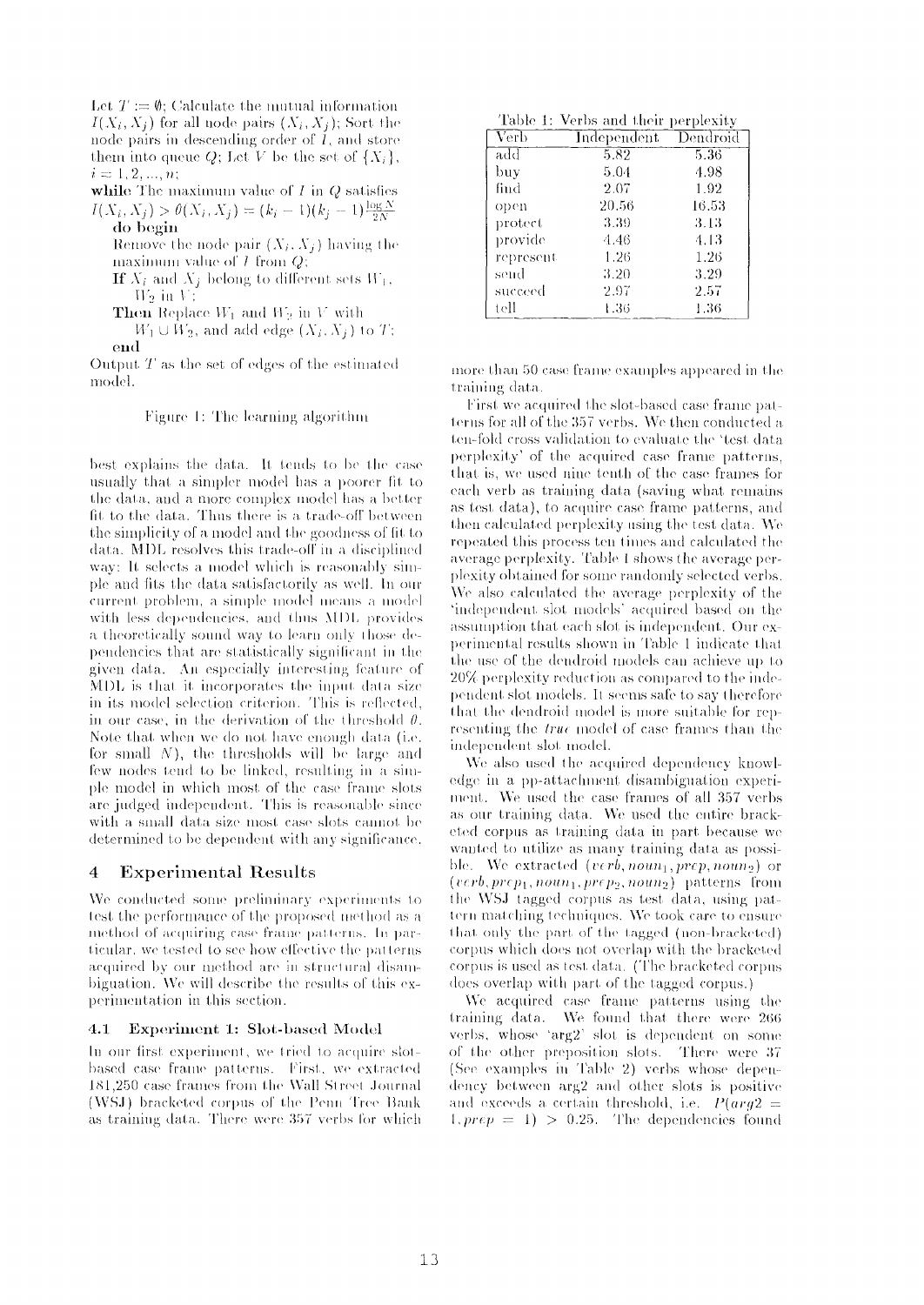Let $T := \emptyset$; Calculate the mutual information $I(X_i, X_j)$ for all node pairs $(X_i, X_j)$; Sort the node pairs in descending order of $I$, and store them into queue $Q$; Let $V$ be the set of $\{X_i\}$, $i = 1, 2, ..., n$;

**while** The maximum value of $I$ in $Q$ satisfies $I(X_i, X_j) > \theta(X_i, X_j) = (k_i - 1)(k_j - 1)\frac{\log N}{2N}$

**do begin**

Remove the node pair $(X_i, X_j)$ having the maximum value of $I$ from $Q$;

**If** $X_i$ and $X_j$ belong to different sets $W_1$, $W_2$ in $V$;

**Then** Replace $W_1$ and $W_2$ in $V$ with $W_1 \cup W_2$, and add edge $(X_i, X_j)$ to $T$;

**end**

Output $T$ as the set of edges of the estimated model.

Figure 1: The learning algorithm

best explains the data. It tends to be the case usually that a simpler model has a poorer fit to the data, and a more complex model has a better fit to the data. Thus there is a trade-off between the simplicity of a model and the goodness of fit to data. MDL resolves this trade-off in a disciplined way: It selects a model which is reasonably simple and fits the data satisfactorily as well. In our current problem, a simple model means a model with less dependencies, and thus MDL provides a theoretically sound way to learn only those dependencies that are statistically significant in the given data. An especially interesting feature of MDL is that it incorporates the input data size in its model selection criterion. This is reflected, in our case, in the derivation of the threshold $\theta$. Note that when we do not have enough data (i.e. for small $N$), the thresholds will be large and few nodes tend to be linked, resulting in a simple model in which most of the case frame slots are judged independent. This is reasonable since with a small data size most case slots cannot be determined to be dependent with any significance.

## 4 Experimental Results

We conducted some preliminary experiments to test the performance of the proposed method as a method of acquiring case frame patterns. In particular, we tested to see how effective the patterns acquired by our method are in structural disambiguation. We will describe the results of this experimentation in this section.

### 4.1 Experiment 1: Slot-based Model

In our first experiment, we tried to acquire slot-based case frame patterns. First, we extracted 181,250 case frames from the Wall Street Journal (WSJ) bracketed corpus of the Penn Tree Bank as training data. There were 357 verbs for which

Table 1: Verbs and their perplexity

| Verb | Independent | Dendroid |
|---|---|---|
| add | 5.82 | 5.36 |
| buy | 5.04 | 4.98 |
| find | 2.07 | 1.92 |
| open | 20.56 | 16.53 |
| protect | 3.39 | 3.13 |
| provide | 4.46 | 4.13 |
| represent | 1.26 | 1.26 |
| send | 3.20 | 3.29 |
| succeed | 2.97 | 2.57 |
| tell | 1.36 | 1.36 |

more than 50 case frame examples appeared in the training data.

First we acquired the slot-based case frame patterns for all of the 357 verbs. We then conducted a ten-fold cross validation to evaluate the 'test data perplexity' of the acquired case frame patterns, that is, we used nine tenth of the case frames for each verb as training data (saving what remains as test data), to acquire case frame patterns, and then calculated perplexity using the test data. We repeated this process ten times and calculated the average perplexity. Table 1 shows the average perplexity obtained for some randomly selected verbs. We also calculated the average perplexity of the 'independent slot models' acquired based on the assumption that each slot is independent. Our experimental results shown in Table 1 indicate that the use of the dendroid models can achieve up to 20% perplexity reduction as compared to the independent slot models. It seems safe to say therefore that the dendroid model is more suitable for representing the *true* model of case frames than the independent slot model.

We also used the acquired dependency knowledge in a pp-attachment disambiguation experiment. We used the case frames of all 357 verbs as our training data. We used the entire bracketed corpus as training data in part because we wanted to utilize as many training data as possible. We extracted $(verb, noun_1, prep, noun_2)$ or $(verb, prep_1, noun_1, prep_2, noun_2)$ patterns from the WSJ tagged corpus as test data, using pattern matching techniques. We took care to ensure that only the part of the tagged (non-bracketed) corpus which does not overlap with the bracketed corpus is used as test data. (The bracketed corpus does overlap with part of the tagged corpus.)

We acquired case frame patterns using the training data. We found that there were 266 verbs, whose 'arg2' slot is dependent on some of the other preposition slots. There were 37 (See examples in Table 2) verbs whose dependency between arg2 and other slots is positive and exceeds a certain threshold, i.e. $P(arg2 = 1, prep = 1) > 0.25$. The dependencies found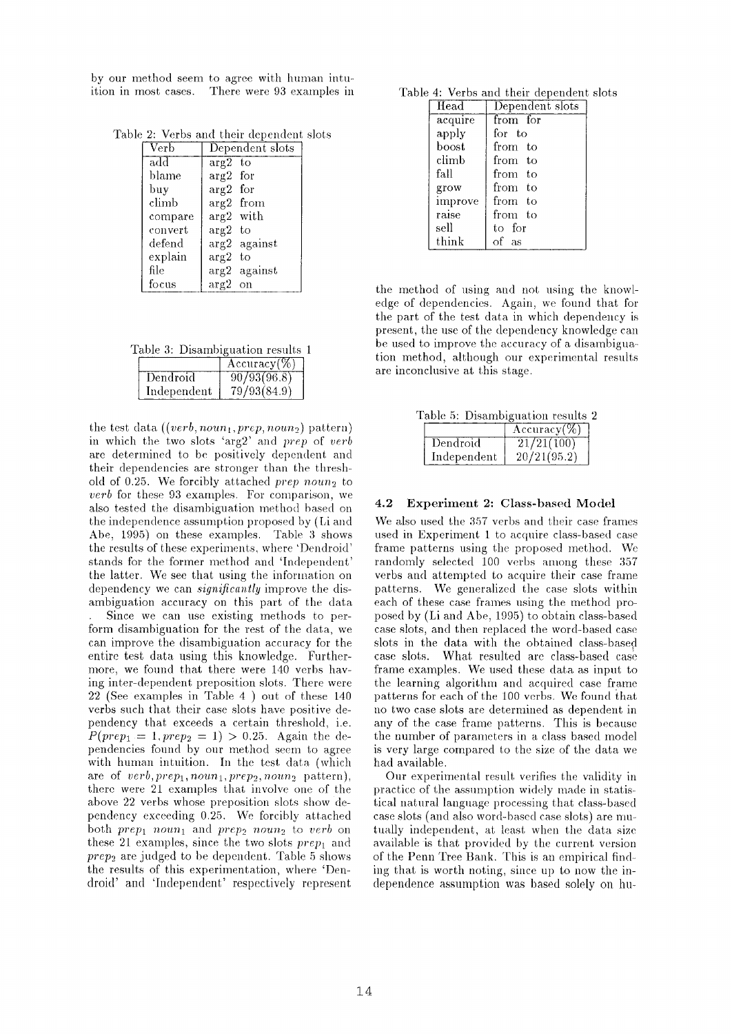by our method seem to agree with human intuition in most cases. There were 93 examples in the test data ($(verb, noun_1, prep, noun_2)$ pattern) in which the two slots 'arg2' and $prep$ of $verb$ are determined to be positively dependent and their dependencies are stronger than the threshold of 0.25. We forcibly attached $prep$ $noun_2$ to $verb$ for these 93 examples. For comparison, we also tested the disambiguation method based on the independence assumption proposed by (Li and Abe, 1995) on these examples. Table 3 shows the results of these experiments, where 'Dendroid' stands for the former method and 'Independent' the latter. We see that using the information on dependency we can *significantly* improve the disambiguation accuracy on this part of the data. Since we can use existing methods to perform disambiguation for the rest of the data, we can improve the disambiguation accuracy for the entire test data using this knowledge. Furthermore, we found that there were 140 verbs having inter-dependent preposition slots. There were 22 (See examples in Table 4) out of these 140 verbs such that their case slots have positive dependency that exceeds a certain threshold, i.e. $P(prep_1 = 1, prep_2 = 1) > 0.25$. Again the dependencies found by our method seem to agree with human intuition. In the test data (which are of $verb, prep_1, noun_1, prep_2, noun_2$ pattern), there were 21 examples that involve one of the above 22 verbs whose preposition slots show dependency exceeding 0.25. We forcibly attached both $prep_1$ $noun_1$ and $prep_2$ $noun_2$ to $verb$ on these 21 examples, since the two slots $prep_1$ and $prep_2$ are judged to be dependent. Table 5 shows the results of this experimentation, where 'Dendroid' and 'Independent' respectively represent the method of using and not using the knowledge of dependencies. Again, we found that for the part of the test data in which dependency is present, the use of the dependency knowledge can be used to improve the accuracy of a disambiguation method, although our experimental results are inconclusive at this stage.

Table 2: Verbs and their dependent slots

| Verb | Dependent slots |
|---|---|
| add | arg2 to |
| blame | arg2 for |
| buy | arg2 for |
| climb | arg2 from |
| compare | arg2 with |
| convert | arg2 to |
| defend | arg2 against |
| explain | arg2 to |
| file | arg2 against |
| focus | arg2 on |

Table 3: Disambiguation results 1

| | Accuracy(%) |
|---|---|
| Dendroid | 90/93(96.8) |
| Independent | 79/93(84.9) |

Table 4: Verbs and their dependent slots

| Head | Dependent slots |
|---|---|
| acquire | from for |
| apply | for to |
| boost | from to |
| climb | from to |
| fall | from to |
| grow | from to |
| improve | from to |
| raise | from to |
| sell | to for |
| think | of as |

Table 5: Disambiguation results 2

| | Accuracy(%) |
|---|---|
| Dendroid | 21/21(100) |
| Independent | 20/21(95.2) |

### 4.2 Experiment 2: Class-based Model

We also used the 357 verbs and their case frames used in Experiment 1 to acquire class-based case frame patterns using the proposed method. We randomly selected 100 verbs among these 357 verbs and attempted to acquire their case frame patterns. We generalized the case slots within each of these case frames using the method proposed by (Li and Abe, 1995) to obtain class-based case slots, and then replaced the word-based case slots in the data with the obtained class-based case slots. What resulted are class-based case frame examples. We used these data as input to the learning algorithm and acquired case frame patterns for each of the 100 verbs. We found that no two case slots are determined as dependent in any of the case frame patterns. This is because the number of parameters in a class based model is very large compared to the size of the data we had available.

Our experimental result verifies the validity in practice of the assumption widely made in statistical natural language processing that class-based case slots (and also word-based case slots) are mutually independent, at least when the data size available is that provided by the current version of the Penn Tree Bank. This is an empirical finding that is worth noting, since up to now the independence assumption was based solely on hu-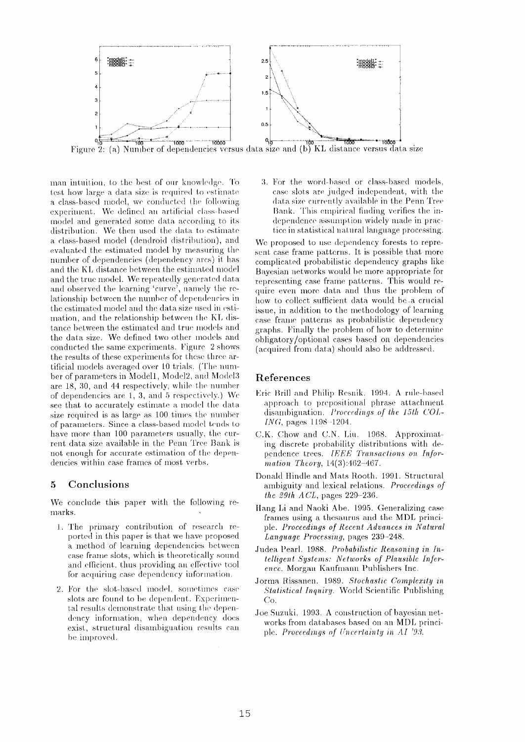6
5
4
3
2
1
0
10 100 1000 10000

model1
model2
model3

2.5
2
1.5
1
0.5
0
10 100 1000 10000

model1
model2
model3

Figure 2: (a) Number of dependencies versus data size and (b) KL distance versus data size

man intuition, to the best of our knowledge. To test how large a data size is required to estimate a class-based model, we conducted the following experiment. We defined an artificial class-based model and generated some data according to its distribution. We then used the data to estimate a class-based model (dendroid distribution), and evaluated the estimated model by measuring the number of dependencies (dependency arcs) it has and the KL distance between the estimated model and the true model. We repeatedly generated data and observed the learning 'curve', namely the relationship between the number of dependencies in the estimated model and the data size used in estimation, and the relationship between the KL distance between the estimated and true models and the data size. We defined two other models and conducted the same experiments. Figure 2 shows the results of these experiments for these three artificial models averaged over 10 trials. (The number of parameters in Model1, Model2, and Model3 are 18, 30, and 44 respectively, while the number of dependencies are 1, 3, and 5 respectively.) We see that to accurately estimate a model the data size required is as large as 100 times the number of parameters. Since a class-based model tends to have more than 100 parameters usually, the current data size available in the Penn Tree Bank is not enough for accurate estimation of the dependencies within case frames of most verbs.

## 5 Conclusions

We conclude this paper with the following remarks.

1. The primary contribution of research reported in this paper is that we have proposed a method of learning dependencies between case frame slots, which is theoretically sound and efficient, thus providing an effective tool for acquiring case dependency information.
2. For the slot-based model, sometimes case slots are found to be dependent. Experimental results demonstrate that using the dependency information, when dependency does exist, structural disambiguation results can be improved.
3. For the word-based or class-based models, case slots are judged independent, with the data size currently available in the Penn Tree Bank. This empirical finding verifies the independence assumption widely made in practice in statistical natural language processing.

We proposed to use dependency forests to represent case frame patterns. It is possible that more complicated probabilistic dependency graphs like Bayesian networks would be more appropriate for representing case frame patterns. This would require even more data and thus the problem of how to collect sufficient data would be a crucial issue, in addition to the methodology of learning case frame patterns as probabilistic dependency graphs. Finally the problem of how to determine obligatory/optional cases based on dependencies (acquired from data) should also be addressed.

## References

Eric Brill and Philip Resnik. 1994. A rule-based approach to prepositional phrase attachment disambiguation. *Proceedings of the 15th COLING*, pages 1198–1204.

C.K. Chow and C.N. Liu. 1968. Approximating discrete probability distributions with dependence trees. *IEEE Transactions on Information Theory*, 14(3):462–467.

Donald Hindle and Mats Rooth. 1991. Structural ambiguity and lexical relations. *Proceedings of the 29th ACL*, pages 229–236.

Hang Li and Naoki Abe. 1995. Generalizing case frames using a thesaurus and the MDL principle. *Proceedings of Recent Advances in Natural Language Processing*, pages 239–248.

Judea Pearl. 1988. *Probabilistic Reasoning in Intelligent Systems: Networks of Plausible Inference*. Morgan Kaufmann Publishers Inc.

Jorma Rissanen. 1989. *Stochastic Complexity in Statistical Inquiry*. World Scientific Publishing Co.

Joe Suzuki. 1993. A construction of bayesian networks from databases based on an MDL principle. *Proceedings of Uncertainty in AI '93*.